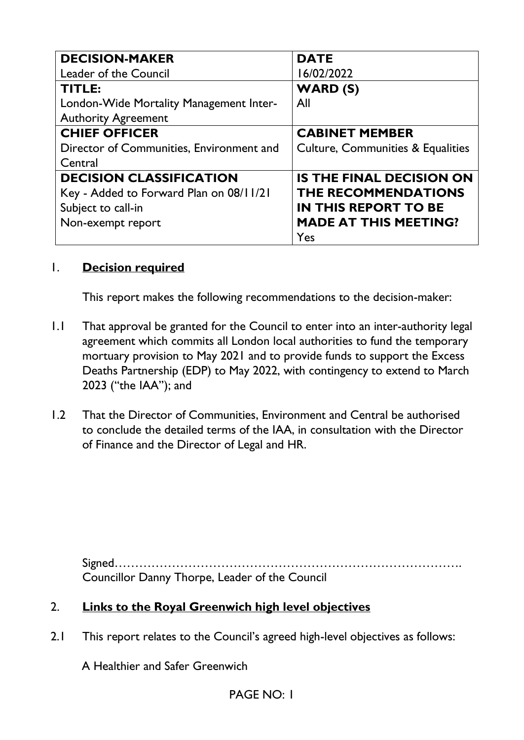| DECISION-MAKER | DATE |
|---|---|
| Leader of the Council | 16/02/2022 |
| **TITLE:** London-Wide Mortality Management Inter-Authority Agreement | **WARD (S)** All |
| **CHIEF OFFICER** Director of Communities, Environment and Central | **CABINET MEMBER** Culture, Communities & Equalities |
| **DECISION CLASSIFICATION** Key - Added to Forward Plan on 08/11/21 Subject to call-in Non-exempt report | **IS THE FINAL DECISION ON THE RECOMMENDATIONS IN THIS REPORT TO BE MADE AT THIS MEETING?** Yes |

## 1. Decision required

This report makes the following recommendations to the decision-maker:

1.1 That approval be granted for the Council to enter into an inter-authority legal agreement which commits all London local authorities to fund the temporary mortuary provision to May 2021 and to provide funds to support the Excess Deaths Partnership (EDP) to May 2022, with contingency to extend to March 2023 ("the IAA"); and

1.2 That the Director of Communities, Environment and Central be authorised to conclude the detailed terms of the IAA, in consultation with the Director of Finance and the Director of Legal and HR.

Signed…………………………………………………………………………….
Councillor Danny Thorpe, Leader of the Council

## 2. Links to the Royal Greenwich high level objectives

2.1 This report relates to the Council's agreed high-level objectives as follows:

A Healthier and Safer Greenwich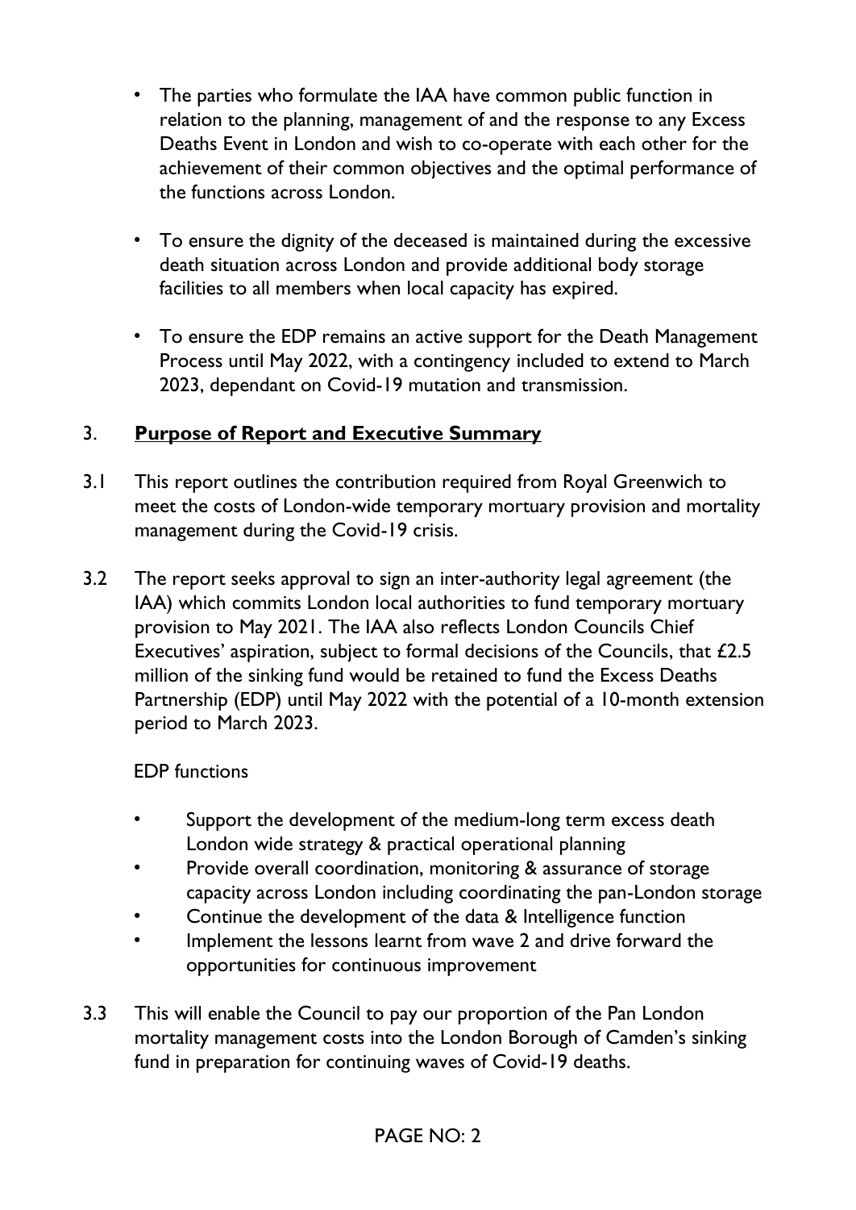- The parties who formulate the IAA have common public function in relation to the planning, management of and the response to any Excess Deaths Event in London and wish to co-operate with each other for the achievement of their common objectives and the optimal performance of the functions across London.

- To ensure the dignity of the deceased is maintained during the excessive death situation across London and provide additional body storage facilities to all members when local capacity has expired.

- To ensure the EDP remains an active support for the Death Management Process until May 2022, with a contingency included to extend to March 2023, dependant on Covid-19 mutation and transmission.

## 3. **Purpose of Report and Executive Summary**

3.1 This report outlines the contribution required from Royal Greenwich to meet the costs of London-wide temporary mortuary provision and mortality management during the Covid-19 crisis.

3.2 The report seeks approval to sign an inter-authority legal agreement (the IAA) which commits London local authorities to fund temporary mortuary provision to May 2021. The IAA also reflects London Councils Chief Executives' aspiration, subject to formal decisions of the Councils, that £2.5 million of the sinking fund would be retained to fund the Excess Deaths Partnership (EDP) until May 2022 with the potential of a 10-month extension period to March 2023.

EDP functions

- Support the development of the medium-long term excess death London wide strategy & practical operational planning
- Provide overall coordination, monitoring & assurance of storage capacity across London including coordinating the pan-London storage
- Continue the development of the data & Intelligence function
- Implement the lessons learnt from wave 2 and drive forward the opportunities for continuous improvement

3.3 This will enable the Council to pay our proportion of the Pan London mortality management costs into the London Borough of Camden's sinking fund in preparation for continuing waves of Covid-19 deaths.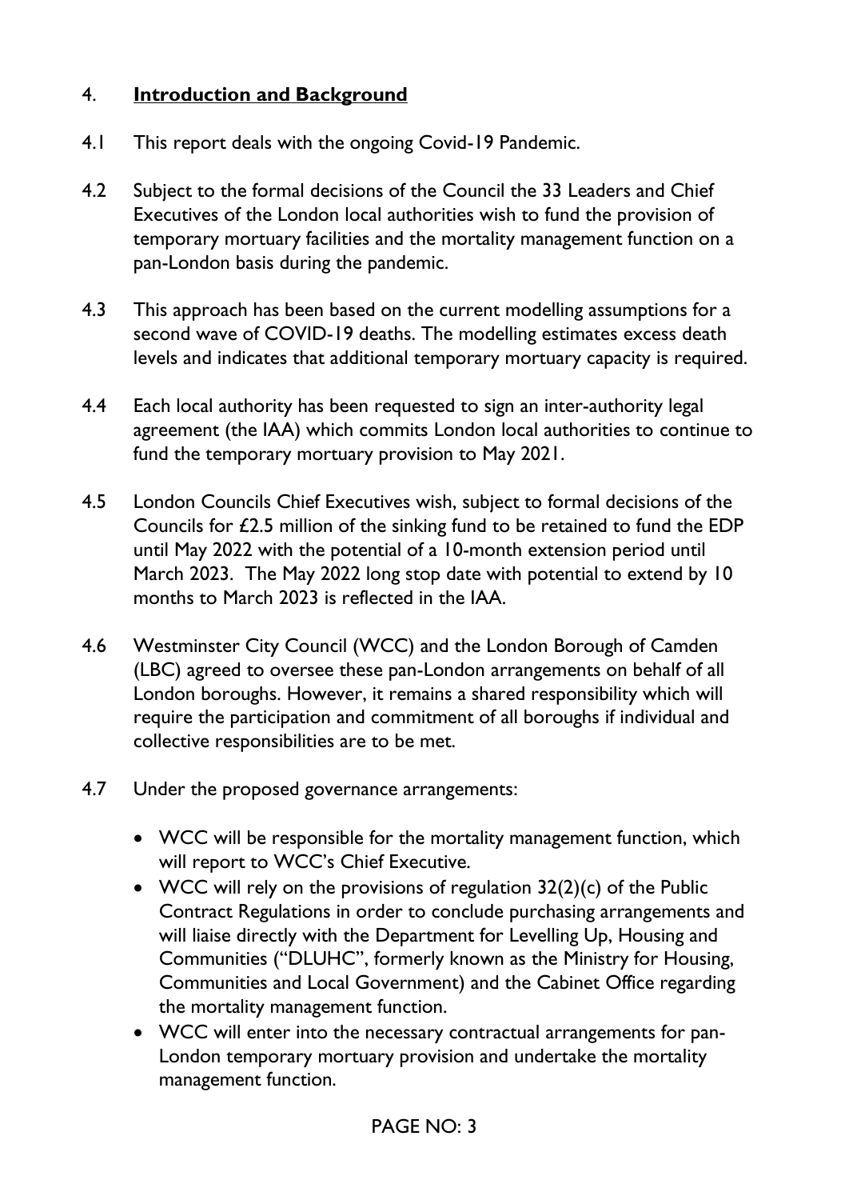## 4. **Introduction and Background**

4.1 This report deals with the ongoing Covid-19 Pandemic.

4.2 Subject to the formal decisions of the Council the 33 Leaders and Chief Executives of the London local authorities wish to fund the provision of temporary mortuary facilities and the mortality management function on a pan-London basis during the pandemic.

4.3 This approach has been based on the current modelling assumptions for a second wave of COVID-19 deaths. The modelling estimates excess death levels and indicates that additional temporary mortuary capacity is required.

4.4 Each local authority has been requested to sign an inter-authority legal agreement (the IAA) which commits London local authorities to continue to fund the temporary mortuary provision to May 2021.

4.5 London Councils Chief Executives wish, subject to formal decisions of the Councils for £2.5 million of the sinking fund to be retained to fund the EDP until May 2022 with the potential of a 10-month extension period until March 2023. The May 2022 long stop date with potential to extend by 10 months to March 2023 is reflected in the IAA.

4.6 Westminster City Council (WCC) and the London Borough of Camden (LBC) agreed to oversee these pan-London arrangements on behalf of all London boroughs. However, it remains a shared responsibility which will require the participation and commitment of all boroughs if individual and collective responsibilities are to be met.

4.7 Under the proposed governance arrangements:

- WCC will be responsible for the mortality management function, which will report to WCC's Chief Executive.
- WCC will rely on the provisions of regulation 32(2)(c) of the Public Contract Regulations in order to conclude purchasing arrangements and will liaise directly with the Department for Levelling Up, Housing and Communities ("DLUHC", formerly known as the Ministry for Housing, Communities and Local Government) and the Cabinet Office regarding the mortality management function.
- WCC will enter into the necessary contractual arrangements for pan-London temporary mortuary provision and undertake the mortality management function.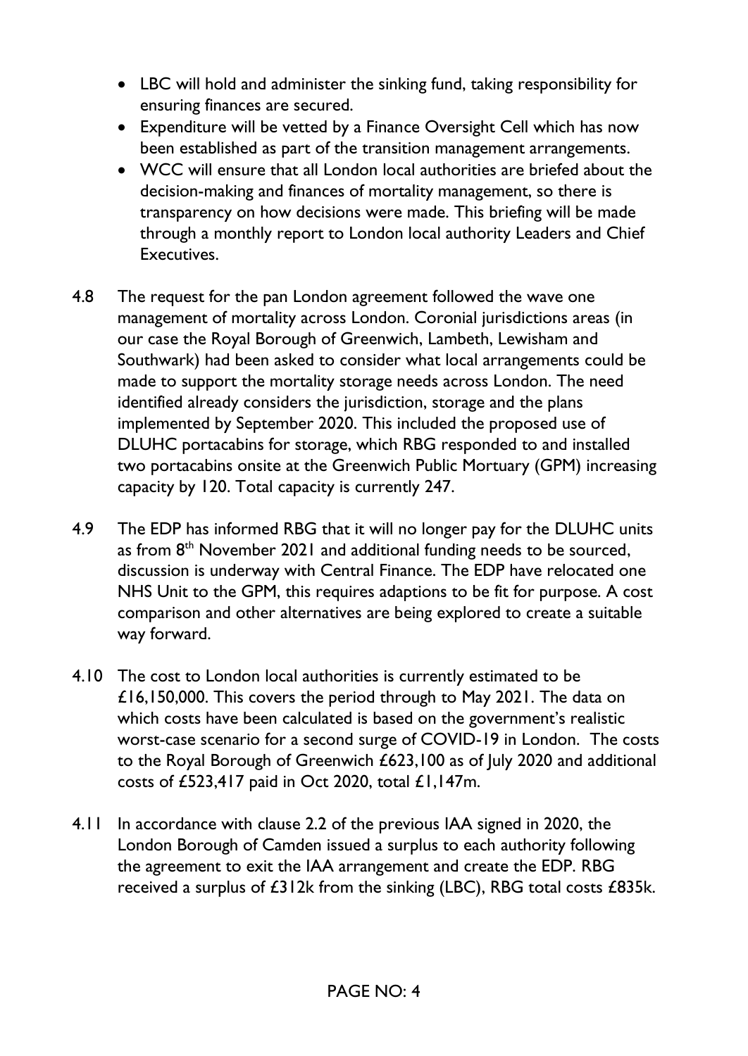- LBC will hold and administer the sinking fund, taking responsibility for ensuring finances are secured.
- Expenditure will be vetted by a Finance Oversight Cell which has now been established as part of the transition management arrangements.
- WCC will ensure that all London local authorities are briefed about the decision-making and finances of mortality management, so there is transparency on how decisions were made. This briefing will be made through a monthly report to London local authority Leaders and Chief Executives.

4.8 The request for the pan London agreement followed the wave one management of mortality across London. Coronial jurisdictions areas (in our case the Royal Borough of Greenwich, Lambeth, Lewisham and Southwark) had been asked to consider what local arrangements could be made to support the mortality storage needs across London. The need identified already considers the jurisdiction, storage and the plans implemented by September 2020. This included the proposed use of DLUHC portacabins for storage, which RBG responded to and installed two portacabins onsite at the Greenwich Public Mortuary (GPM) increasing capacity by 120. Total capacity is currently 247.

4.9 The EDP has informed RBG that it will no longer pay for the DLUHC units as from 8th November 2021 and additional funding needs to be sourced, discussion is underway with Central Finance. The EDP have relocated one NHS Unit to the GPM, this requires adaptions to be fit for purpose. A cost comparison and other alternatives are being explored to create a suitable way forward.

4.10 The cost to London local authorities is currently estimated to be £16,150,000. This covers the period through to May 2021. The data on which costs have been calculated is based on the government's realistic worst-case scenario for a second surge of COVID-19 in London. The costs to the Royal Borough of Greenwich £623,100 as of July 2020 and additional costs of £523,417 paid in Oct 2020, total £1,147m.

4.11 In accordance with clause 2.2 of the previous IAA signed in 2020, the London Borough of Camden issued a surplus to each authority following the agreement to exit the IAA arrangement and create the EDP. RBG received a surplus of £312k from the sinking (LBC), RBG total costs £835k.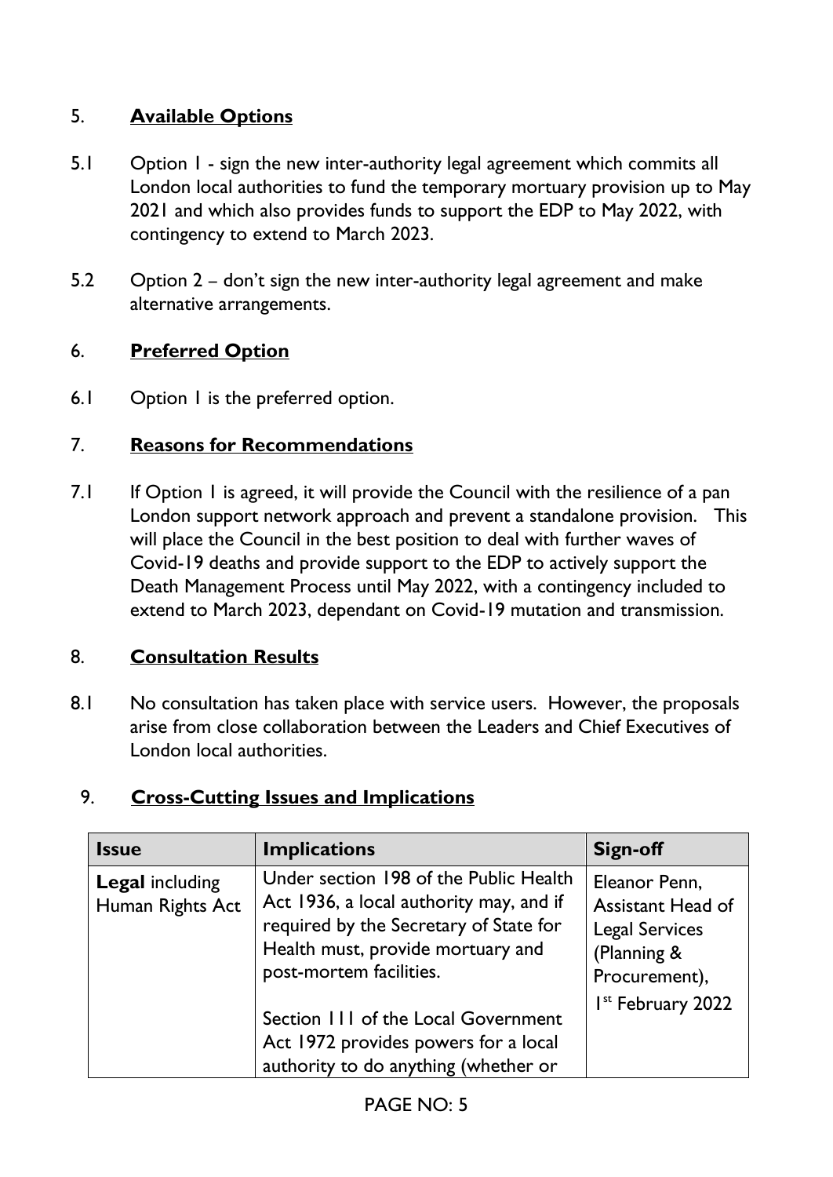## 5. **Available Options**

5.1 Option 1 - sign the new inter-authority legal agreement which commits all London local authorities to fund the temporary mortuary provision up to May 2021 and which also provides funds to support the EDP to May 2022, with contingency to extend to March 2023.

5.2 Option 2 – don't sign the new inter-authority legal agreement and make alternative arrangements.

## 6. **Preferred Option**

6.1 Option 1 is the preferred option.

## 7. **Reasons for Recommendations**

7.1 If Option 1 is agreed, it will provide the Council with the resilience of a pan London support network approach and prevent a standalone provision. This will place the Council in the best position to deal with further waves of Covid-19 deaths and provide support to the EDP to actively support the Death Management Process until May 2022, with a contingency included to extend to March 2023, dependant on Covid-19 mutation and transmission.

## 8. **Consultation Results**

8.1 No consultation has taken place with service users. However, the proposals arise from close collaboration between the Leaders and Chief Executives of London local authorities.

## 9. **Cross-Cutting Issues and Implications**

| Issue | Implications | Sign-off |
|---|---|---|
| **Legal** including Human Rights Act | Under section 198 of the Public Health Act 1936, a local authority may, and if required by the Secretary of State for Health must, provide mortuary and post-mortem facilities.<br><br>Section 111 of the Local Government Act 1972 provides powers for a local authority to do anything (whether or | Eleanor Penn, Assistant Head of Legal Services (Planning & Procurement), 1st February 2022 |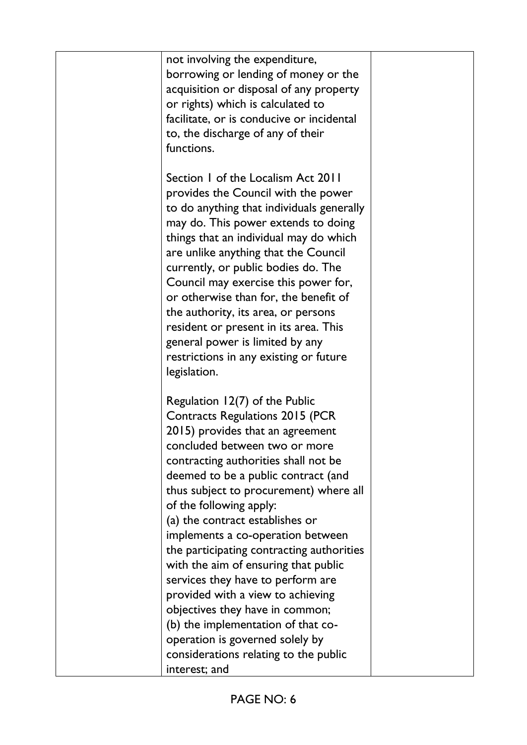| | not involving the expenditure, borrowing or lending of money or the acquisition or disposal of any property or rights) which is calculated to facilitate, or is conducive or incidental to, the discharge of any of their functions.<br><br>Section 1 of the Localism Act 2011 provides the Council with the power to do anything that individuals generally may do. This power extends to doing things that an individual may do which are unlike anything that the Council currently, or public bodies do. The Council may exercise this power for, or otherwise than for, the benefit of the authority, its area, or persons resident or present in its area. This general power is limited by any restrictions in any existing or future legislation.<br><br>Regulation 12(7) of the Public Contracts Regulations 2015 (PCR 2015) provides that an agreement concluded between two or more contracting authorities shall not be deemed to be a public contract (and thus subject to procurement) where all of the following apply:<br>(a) the contract establishes or implements a co-operation between the participating contracting authorities with the aim of ensuring that public services they have to perform are provided with a view to achieving objectives they have in common;<br>(b) the implementation of that co-operation is governed solely by considerations relating to the public interest; and | |
|---|---|---|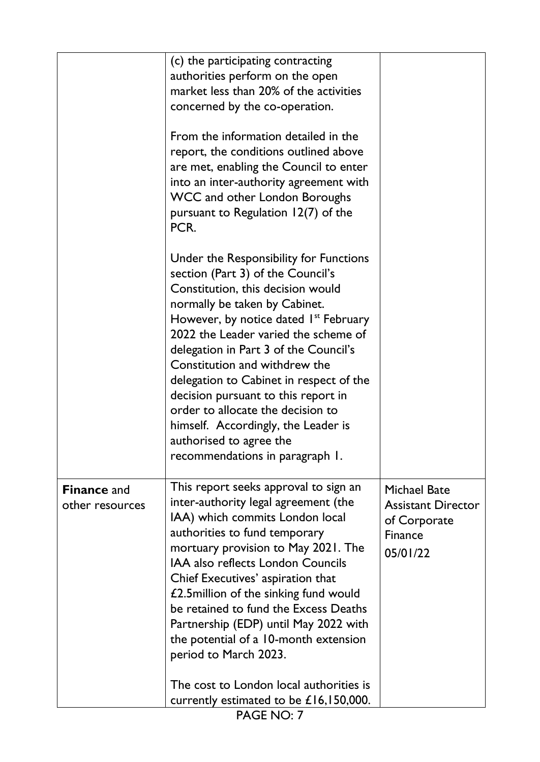|  |  |  |
|---|---|---|
|  | (c) the participating contracting authorities perform on the open market less than 20% of the activities concerned by the co-operation.<br><br>From the information detailed in the report, the conditions outlined above are met, enabling the Council to enter into an inter-authority agreement with WCC and other London Boroughs pursuant to Regulation 12(7) of the PCR.<br><br>Under the Responsibility for Functions section (Part 3) of the Council's Constitution, this decision would normally be taken by Cabinet. However, by notice dated 1st February 2022 the Leader varied the scheme of delegation in Part 3 of the Council's Constitution and withdrew the delegation to Cabinet in respect of the decision pursuant to this report in order to allocate the decision to himself. Accordingly, the Leader is authorised to agree the recommendations in paragraph 1. |  |
| **Finance** and other resources | This report seeks approval to sign an inter-authority legal agreement (the IAA) which commits London local authorities to fund temporary mortuary provision to May 2021. The IAA also reflects London Councils Chief Executives' aspiration that £2.5million of the sinking fund would be retained to fund the Excess Deaths Partnership (EDP) until May 2022 with the potential of a 10-month extension period to March 2023.<br><br>The cost to London local authorities is currently estimated to be £16,150,000. | Michael Bate Assistant Director of Corporate Finance 05/01/22 |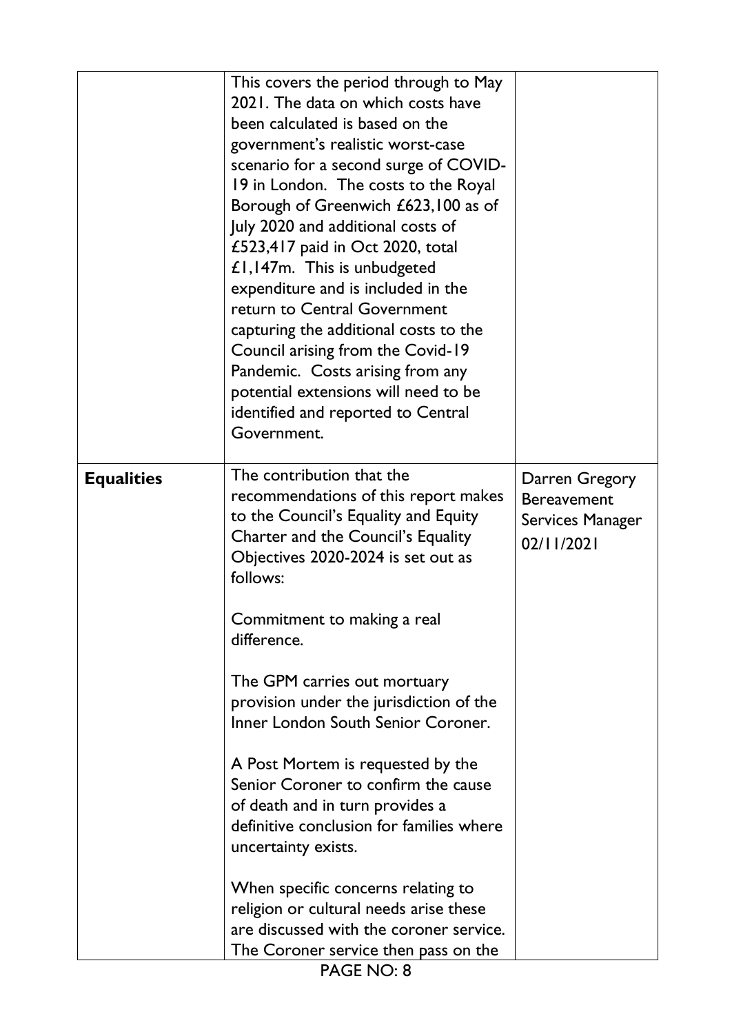|  |  |  |
|---|---|---|
|  | This covers the period through to May 2021. The data on which costs have been calculated is based on the government's realistic worst-case scenario for a second surge of COVID-19 in London. The costs to the Royal Borough of Greenwich £623,100 as of July 2020 and additional costs of £523,417 paid in Oct 2020, total £1,147m. This is unbudgeted expenditure and is included in the return to Central Government capturing the additional costs to the Council arising from the Covid-19 Pandemic. Costs arising from any potential extensions will need to be identified and reported to Central Government. |  |
| **Equalities** | The contribution that the recommendations of this report makes to the Council's Equality and Equity Charter and the Council's Equality Objectives 2020-2024 is set out as follows:<br><br>Commitment to making a real difference.<br><br>The GPM carries out mortuary provision under the jurisdiction of the Inner London South Senior Coroner.<br><br>A Post Mortem is requested by the Senior Coroner to confirm the cause of death and in turn provides a definitive conclusion for families where uncertainty exists.<br><br>When specific concerns relating to religion or cultural needs arise these are discussed with the coroner service. The Coroner service then pass on the | Darren Gregory Bereavement Services Manager 02/11/2021 |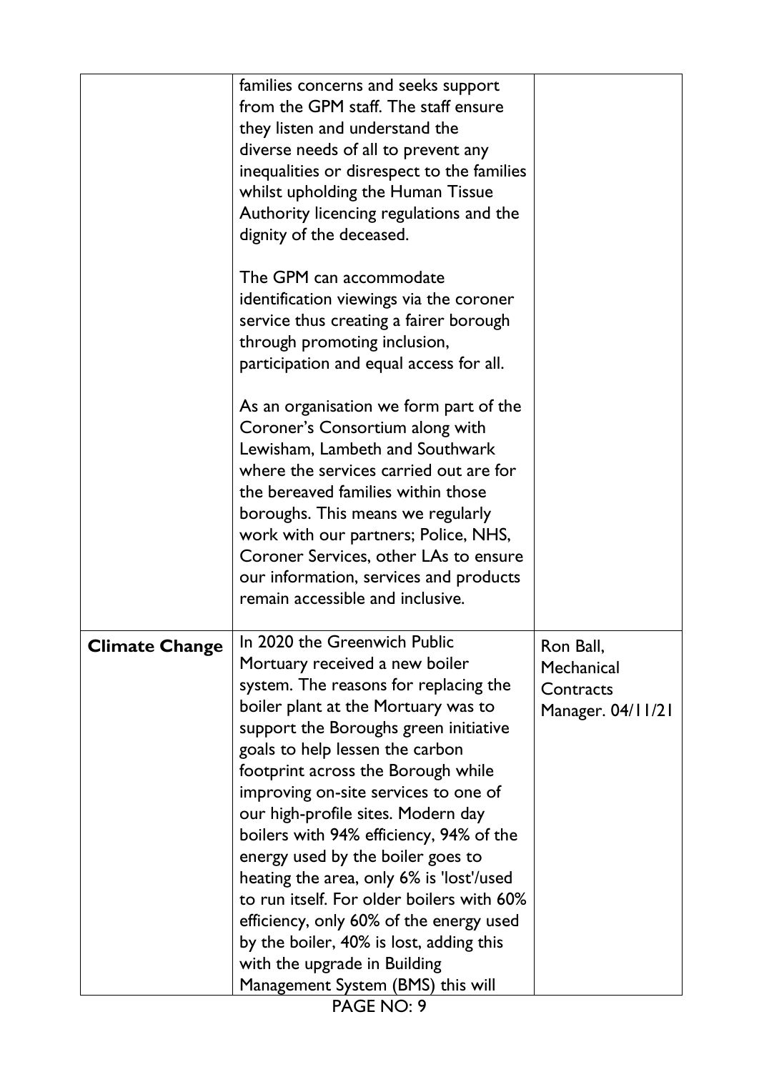| | | |
|---|---|---|
| | families concerns and seeks support from the GPM staff. The staff ensure they listen and understand the diverse needs of all to prevent any inequalities or disrespect to the families whilst upholding the Human Tissue Authority licencing regulations and the dignity of the deceased.<br><br>The GPM can accommodate identification viewings via the coroner service thus creating a fairer borough through promoting inclusion, participation and equal access for all.<br><br>As an organisation we form part of the Coroner's Consortium along with Lewisham, Lambeth and Southwark where the services carried out are for the bereaved families within those boroughs. This means we regularly work with our partners; Police, NHS, Coroner Services, other LAs to ensure our information, services and products remain accessible and inclusive. | |
| **Climate Change** | In 2020 the Greenwich Public Mortuary received a new boiler system. The reasons for replacing the boiler plant at the Mortuary was to support the Boroughs green initiative goals to help lessen the carbon footprint across the Borough while improving on-site services to one of our high-profile sites. Modern day boilers with 94% efficiency, 94% of the energy used by the boiler goes to heating the area, only 6% is 'lost'/used to run itself. For older boilers with 60% efficiency, only 60% of the energy used by the boiler, 40% is lost, adding this with the upgrade in Building Management System (BMS) this will | Ron Ball, Mechanical Contracts Manager. 04/11/21 |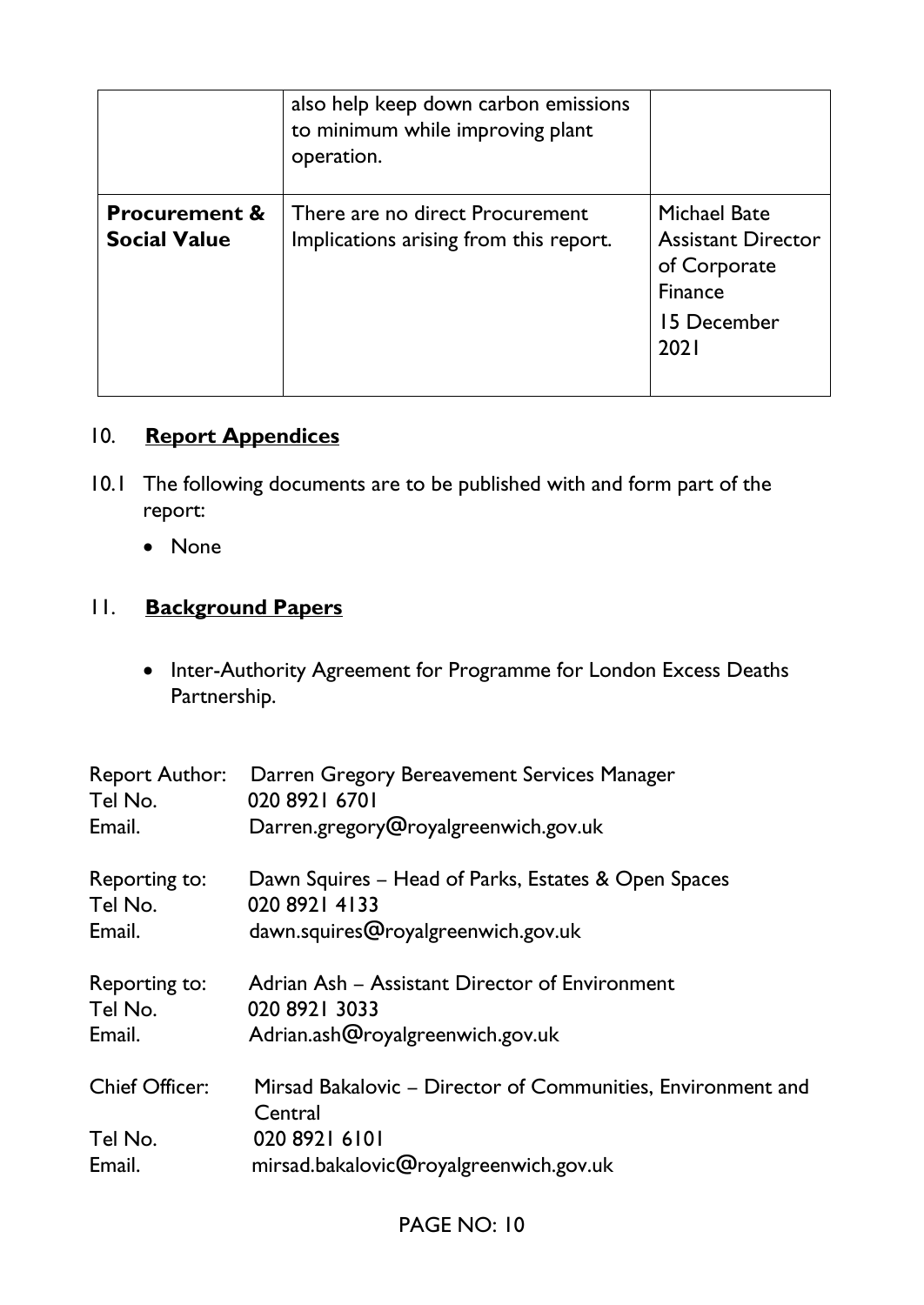| | | |
|---|---|---|
| | also help keep down carbon emissions to minimum while improving plant operation. | |
| **Procurement & Social Value** | There are no direct Procurement Implications arising from this report. | Michael Bate Assistant Director of Corporate Finance 15 December 2021 |

## 10. **Report Appendices**

10.1 The following documents are to be published with and form part of the report:

- None

## 11. **Background Papers**

- Inter-Authority Agreement for Programme for London Excess Deaths Partnership.

Report Author: Darren Gregory Bereavement Services Manager
Tel No. 020 8921 6701
Email. Darren.gregory@royalgreenwich.gov.uk

Reporting to: Dawn Squires – Head of Parks, Estates & Open Spaces
Tel No. 020 8921 4133
Email. dawn.squires@royalgreenwich.gov.uk

Reporting to: Adrian Ash – Assistant Director of Environment
Tel No. 020 8921 3033
Email. Adrian.ash@royalgreenwich.gov.uk

Chief Officer: Mirsad Bakalovic – Director of Communities, Environment and Central
Tel No. 020 8921 6101
Email. mirsad.bakalovic@royalgreenwich.gov.uk